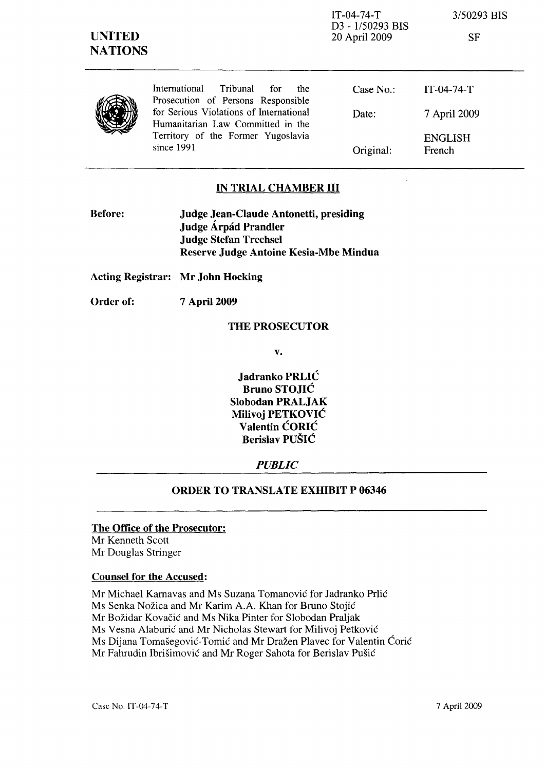IT-04-74-T
D3 - 1/50293 BIS
20 April 2009

3/50293 BIS

SF

**UNITED NATIONS**

International Tribunal for the Prosecution of Persons Responsible for Serious Violations of International Humanitarian Law Committed in the Territory of the Former Yugoslavia since 1991

| | |
|---|---|
| Case No.: | IT-04-74-T |
| Date: | 7 April 2009 |
| Original: | ENGLISH French |

## IN TRIAL CHAMBER III

**Before:** **Judge Jean-Claude Antonetti, presiding**
**Judge Árpád Prandler**
**Judge Stefan Trechsel**
**Reserve Judge Antoine Kesia-Mbe Mindua**

**Acting Registrar:** **Mr John Hocking**

**Order of:** **7 April 2009**

**THE PROSECUTOR**

**v.**

**Jadranko PRLIĆ**
**Bruno STOJIĆ**
**Slobodan PRALJAK**
**Milivoj PETKOVIĆ**
**Valentin ĆORIĆ**
**Berislav PUŠIĆ**

***PUBLIC***

## ORDER TO TRANSLATE EXHIBIT P 06346

**The Office of the Prosecutor:**
Mr Kenneth Scott
Mr Douglas Stringer

**Counsel for the Accused:**

Mr Michael Karnavas and Ms Suzana Tomanović for Jadranko Prlić
Ms Senka Nožica and Mr Karim A.A. Khan for Bruno Stojić
Mr Božidar Kovačić and Ms Nika Pinter for Slobodan Praljak
Ms Vesna Alaburić and Mr Nicholas Stewart for Milivoj Petković
Ms Dijana Tomašegović-Tomić and Mr Dražen Plavec for Valentin Ćorić
Mr Fahrudin Ibrišimović and Mr Roger Sahota for Berislav Pušić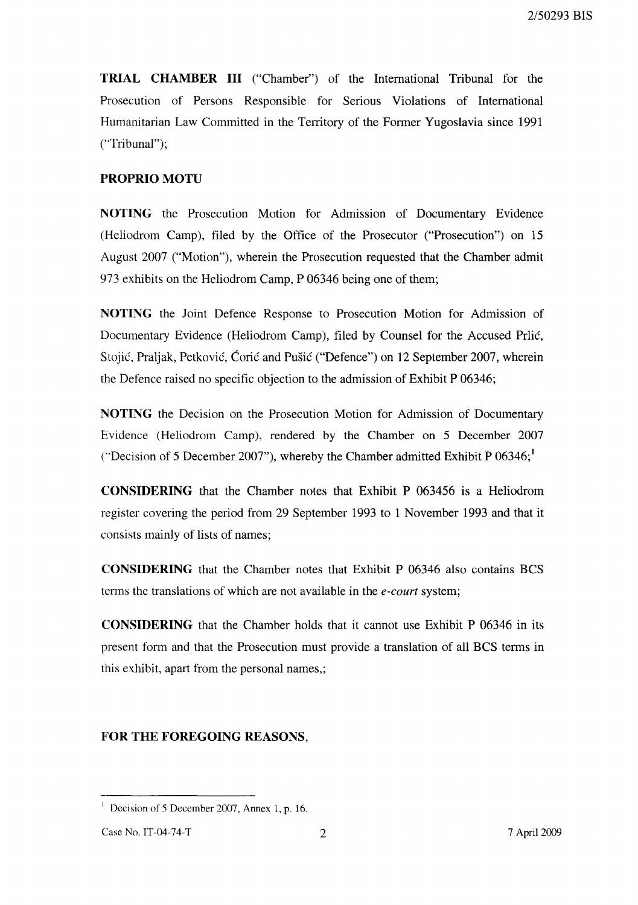**TRIAL CHAMBER III** ("Chamber") of the International Tribunal for the Prosecution of Persons Responsible for Serious Violations of International Humanitarian Law Committed in the Territory of the Former Yugoslavia since 1991 ("Tribunal");

**PROPRIO MOTU**

**NOTING** the Prosecution Motion for Admission of Documentary Evidence (Heliodrom Camp), filed by the Office of the Prosecutor ("Prosecution") on 15 August 2007 ("Motion"), wherein the Prosecution requested that the Chamber admit 973 exhibits on the Heliodrom Camp, P 06346 being one of them;

**NOTING** the Joint Defence Response to Prosecution Motion for Admission of Documentary Evidence (Heliodrom Camp), filed by Counsel for the Accused Prlić, Stojić, Praljak, Petković, Ćorić and Pušić ("Defence") on 12 September 2007, wherein the Defence raised no specific objection to the admission of Exhibit P 06346;

**NOTING** the Decision on the Prosecution Motion for Admission of Documentary Evidence (Heliodrom Camp), rendered by the Chamber on 5 December 2007 ("Decision of 5 December 2007"), whereby the Chamber admitted Exhibit P 06346;[1]

**CONSIDERING** that the Chamber notes that Exhibit P 063456 is a Heliodrom register covering the period from 29 September 1993 to 1 November 1993 and that it consists mainly of lists of names;

**CONSIDERING** that the Chamber notes that Exhibit P 06346 also contains BCS terms the translations of which are not available in the *e-court* system;

**CONSIDERING** that the Chamber holds that it cannot use Exhibit P 06346 in its present form and that the Prosecution must provide a translation of all BCS terms in this exhibit, apart from the personal names,;

**FOR THE FOREGOING REASONS,**

[1] Decision of 5 December 2007, Annex 1, p. 16.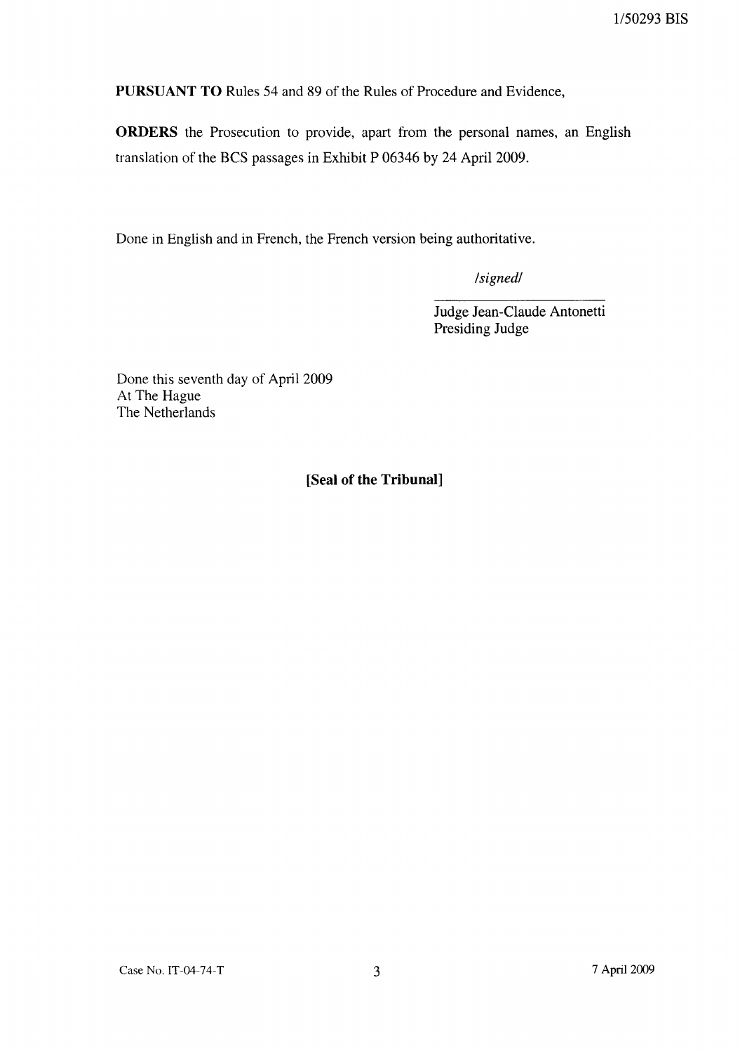**PURSUANT TO** Rules 54 and 89 of the Rules of Procedure and Evidence,

**ORDERS** the Prosecution to provide, apart from the personal names, an English translation of the BCS passages in Exhibit P 06346 by 24 April 2009.

Done in English and in French, the French version being authoritative.

*/signed/*

Judge Jean-Claude Antonetti
Presiding Judge

Done this seventh day of April 2009
At The Hague
The Netherlands

**[Seal of the Tribunal]**